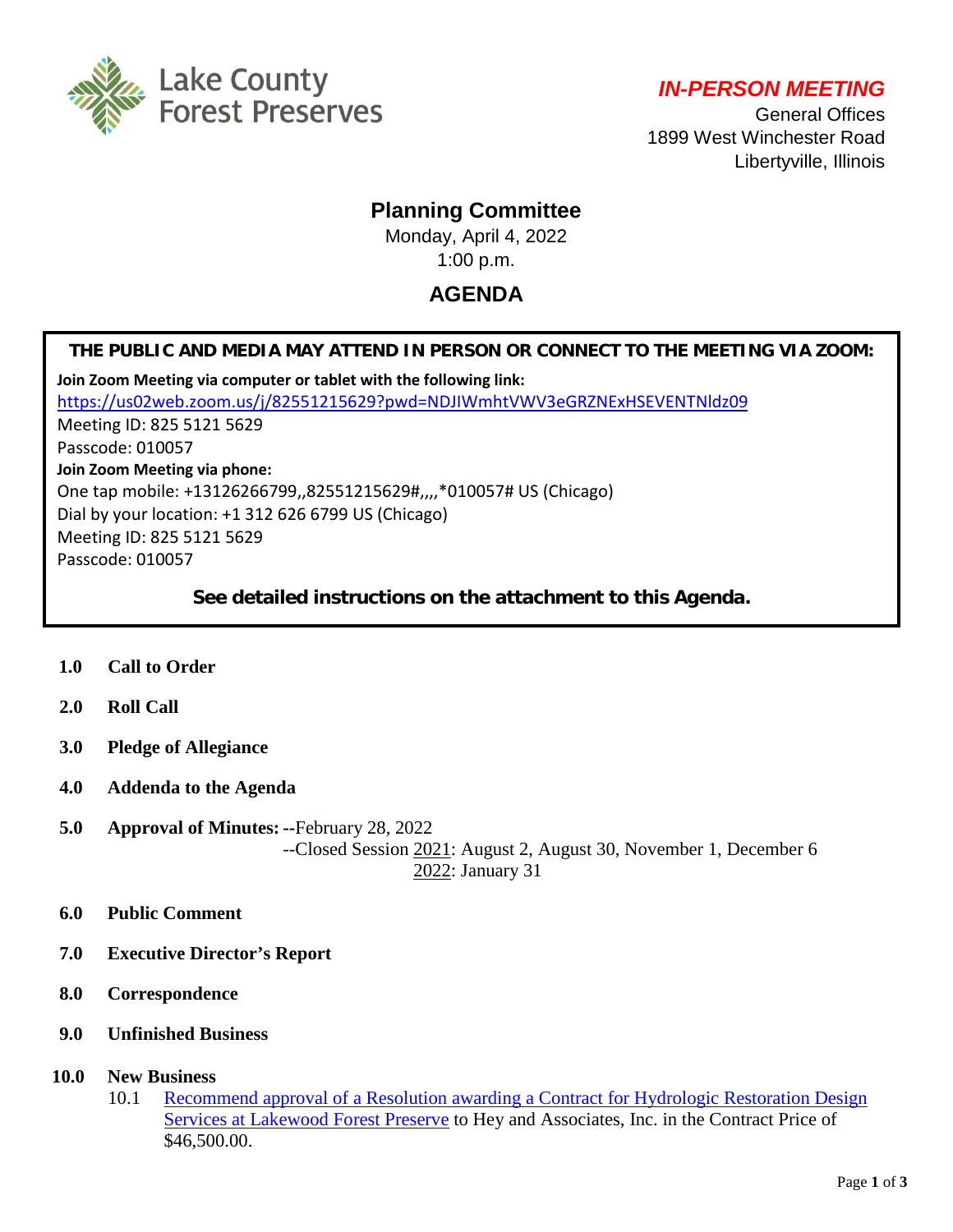Lake County Forest Preserves

***IN-PERSON MEETING***

General Offices
1899 West Winchester Road
Libertyville, Illinois

# Planning Committee

Monday, April 4, 2022
1:00 p.m.

## AGENDA

**THE PUBLIC AND MEDIA MAY ATTEND IN PERSON OR CONNECT TO THE MEETING VIA ZOOM:**

**Join Zoom Meeting via computer or tablet with the following link:**
https://us02web.zoom.us/j/82551215629?pwd=NDJIWmhtVWV3eGRZNExHSEVENTNldz09
Meeting ID: 825 5121 5629
Passcode: 010057
**Join Zoom Meeting via phone:**
One tap mobile: +13126266799,,82551215629#,,,,*010057# US (Chicago)
Dial by your location: +1 312 626 6799 US (Chicago)
Meeting ID: 825 5121 5629
Passcode: 010057

**See detailed instructions on the attachment to this Agenda.**

**1.0 Call to Order**

**2.0 Roll Call**

**3.0 Pledge of Allegiance**

**4.0 Addenda to the Agenda**

**5.0 Approval of Minutes:** --February 28, 2022
--Closed Session 2021: August 2, August 30, November 1, December 6
2022: January 31

**6.0 Public Comment**

**7.0 Executive Director's Report**

**8.0 Correspondence**

**9.0 Unfinished Business**

**10.0 New Business**

10.1 Recommend approval of a Resolution awarding a Contract for Hydrologic Restoration Design Services at Lakewood Forest Preserve to Hey and Associates, Inc. in the Contract Price of $46,500.00.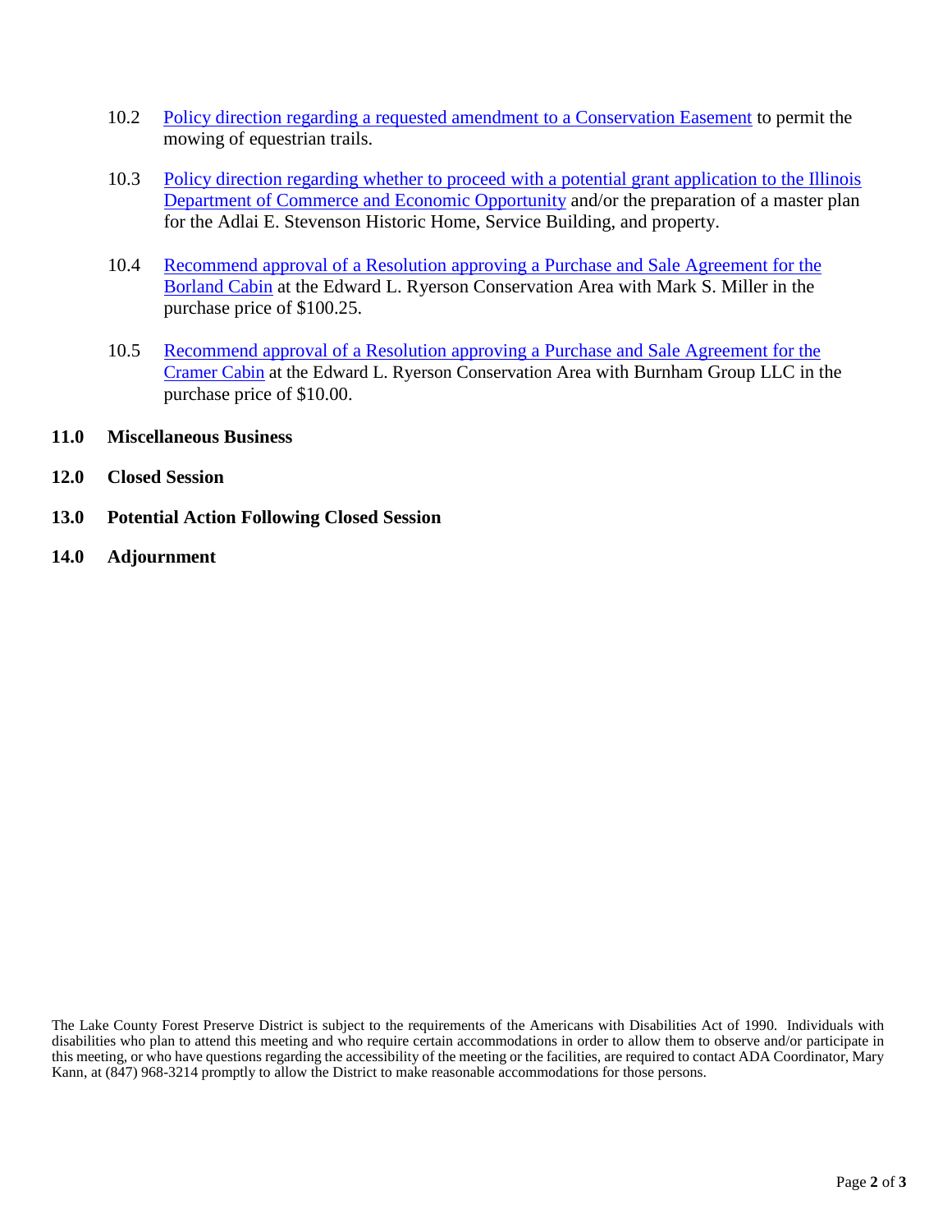10.2 Policy direction regarding a requested amendment to a Conservation Easement to permit the mowing of equestrian trails.

10.3 Policy direction regarding whether to proceed with a potential grant application to the Illinois Department of Commerce and Economic Opportunity and/or the preparation of a master plan for the Adlai E. Stevenson Historic Home, Service Building, and property.

10.4 Recommend approval of a Resolution approving a Purchase and Sale Agreement for the Borland Cabin at the Edward L. Ryerson Conservation Area with Mark S. Miller in the purchase price of $100.25.

10.5 Recommend approval of a Resolution approving a Purchase and Sale Agreement for the Cramer Cabin at the Edward L. Ryerson Conservation Area with Burnham Group LLC in the purchase price of $10.00.

**11.0 Miscellaneous Business**

**12.0 Closed Session**

**13.0 Potential Action Following Closed Session**

**14.0 Adjournment**

The Lake County Forest Preserve District is subject to the requirements of the Americans with Disabilities Act of 1990. Individuals with disabilities who plan to attend this meeting and who require certain accommodations in order to allow them to observe and/or participate in this meeting, or who have questions regarding the accessibility of the meeting or the facilities, are required to contact ADA Coordinator, Mary Kann, at (847) 968-3214 promptly to allow the District to make reasonable accommodations for those persons.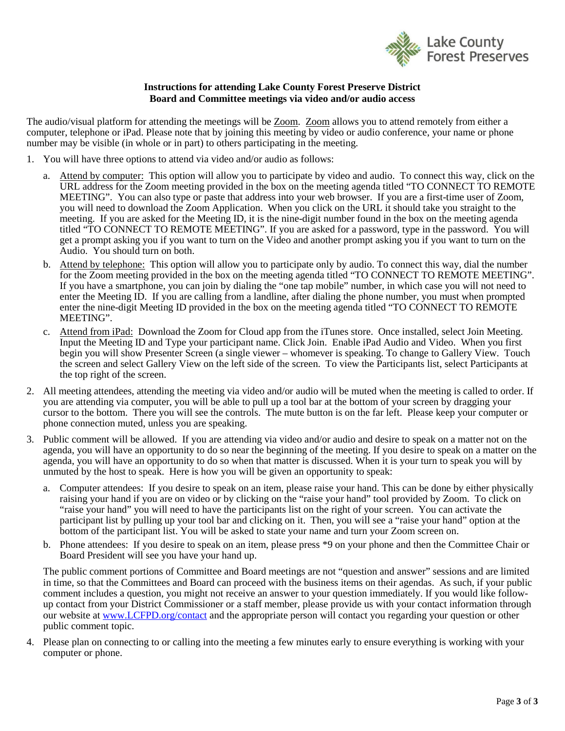**Instructions for attending Lake County Forest Preserve District Board and Committee meetings via video and/or audio access**

The audio/visual platform for attending the meetings will be Zoom. Zoom allows you to attend remotely from either a computer, telephone or iPad. Please note that by joining this meeting by video or audio conference, your name or phone number may be visible (in whole or in part) to others participating in the meeting.

1. You will have three options to attend via video and/or audio as follows:

   a. Attend by computer: This option will allow you to participate by video and audio. To connect this way, click on the URL address for the Zoom meeting provided in the box on the meeting agenda titled "TO CONNECT TO REMOTE MEETING". You can also type or paste that address into your web browser. If you are a first-time user of Zoom, you will need to download the Zoom Application. When you click on the URL it should take you straight to the meeting. If you are asked for the Meeting ID, it is the nine-digit number found in the box on the meeting agenda titled "TO CONNECT TO REMOTE MEETING". If you are asked for a password, type in the password. You will get a prompt asking you if you want to turn on the Video and another prompt asking you if you want to turn on the Audio. You should turn on both.

   b. Attend by telephone: This option will allow you to participate only by audio. To connect this way, dial the number for the Zoom meeting provided in the box on the meeting agenda titled "TO CONNECT TO REMOTE MEETING". If you have a smartphone, you can join by dialing the "one tap mobile" number, in which case you will not need to enter the Meeting ID. If you are calling from a landline, after dialing the phone number, you must when prompted enter the nine-digit Meeting ID provided in the box on the meeting agenda titled "TO CONNECT TO REMOTE MEETING".

   c. Attend from iPad: Download the Zoom for Cloud app from the iTunes store. Once installed, select Join Meeting. Input the Meeting ID and Type your participant name. Click Join. Enable iPad Audio and Video. When you first begin you will show Presenter Screen (a single viewer – whomever is speaking. To change to Gallery View. Touch the screen and select Gallery View on the left side of the screen. To view the Participants list, select Participants at the top right of the screen.

2. All meeting attendees, attending the meeting via video and/or audio will be muted when the meeting is called to order. If you are attending via computer, you will be able to pull up a tool bar at the bottom of your screen by dragging your cursor to the bottom. There you will see the controls. The mute button is on the far left. Please keep your computer or phone connection muted, unless you are speaking.

3. Public comment will be allowed. If you are attending via video and/or audio and desire to speak on a matter not on the agenda, you will have an opportunity to do so near the beginning of the meeting. If you desire to speak on a matter on the agenda, you will have an opportunity to do so when that matter is discussed. When it is your turn to speak you will by unmuted by the host to speak. Here is how you will be given an opportunity to speak:

   a. Computer attendees: If you desire to speak on an item, please raise your hand. This can be done by either physically raising your hand if you are on video or by clicking on the "raise your hand" tool provided by Zoom. To click on "raise your hand" you will need to have the participants list on the right of your screen. You can activate the participant list by pulling up your tool bar and clicking on it. Then, you will see a "raise your hand" option at the bottom of the participant list. You will be asked to state your name and turn your Zoom screen on.

   b. Phone attendees: If you desire to speak on an item, please press *9 on your phone and then the Committee Chair or Board President will see you have your hand up.

   The public comment portions of Committee and Board meetings are not "question and answer" sessions and are limited in time, so that the Committees and Board can proceed with the business items on their agendas. As such, if your public comment includes a question, you might not receive an answer to your question immediately. If you would like follow-up contact from your District Commissioner or a staff member, please provide us with your contact information through our website at [www.LCFPD.org/contact](http://www.LCFPD.org/contact) and the appropriate person will contact you regarding your question or other public comment topic.

4. Please plan on connecting to or calling into the meeting a few minutes early to ensure everything is working with your computer or phone.